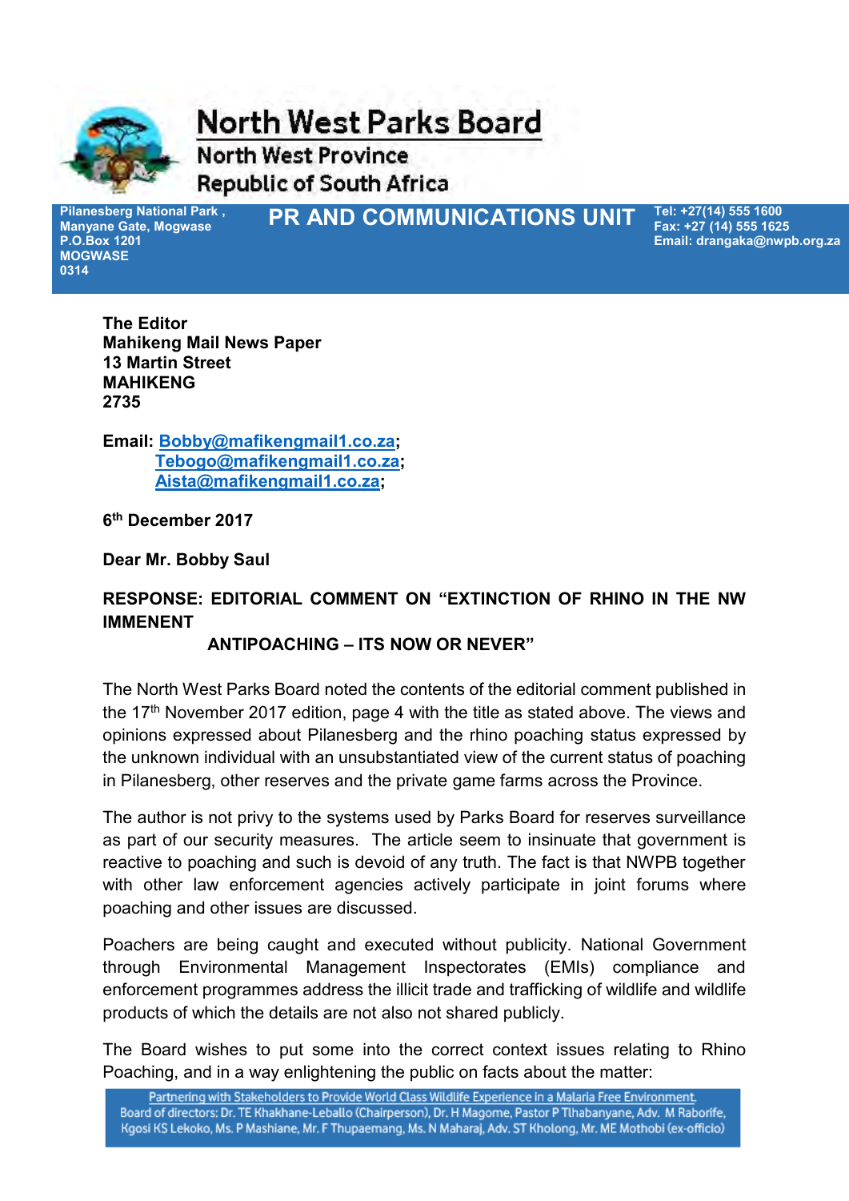# North West Parks Board

**North West Province**
**Republic of South Africa**

**Pilanesberg National Park , Manyane Gate, Mogwase**
**P.O.Box 1201**
**MOGWASE**
**0314**

## PR AND COMMUNICATIONS UNIT

**Tel: +27(14) 555 1600**
**Fax: +27 (14) 555 1625**
**Email: drangaka@nwpb.org.za**

**The Editor**
**Mahikeng Mail News Paper**
**13 Martin Street**
**MAHIKENG**
**2735**

**Email: Bobby@mafikengmail1.co.za;**
**Tebogo@mafikengmail1.co.za;**
**Aista@mafikengmail1.co.za;**

**6th December 2017**

**Dear Mr. Bobby Saul**

**RESPONSE: EDITORIAL COMMENT ON "EXTINCTION OF RHINO IN THE NW IMMENENT ANTIPOACHING – ITS NOW OR NEVER"**

The North West Parks Board noted the contents of the editorial comment published in the 17th November 2017 edition, page 4 with the title as stated above. The views and opinions expressed about Pilanesberg and the rhino poaching status expressed by the unknown individual with an unsubstantiated view of the current status of poaching in Pilanesberg, other reserves and the private game farms across the Province.

The author is not privy to the systems used by Parks Board for reserves surveillance as part of our security measures. The article seem to insinuate that government is reactive to poaching and such is devoid of any truth. The fact is that NWPB together with other law enforcement agencies actively participate in joint forums where poaching and other issues are discussed.

Poachers are being caught and executed without publicity. National Government through Environmental Management Inspectorates (EMIs) compliance and enforcement programmes address the illicit trade and trafficking of wildlife and wildlife products of which the details are not also not shared publicly.

The Board wishes to put some into the correct context issues relating to Rhino Poaching, and in a way enlightening the public on facts about the matter:

Partnering with Stakeholders to Provide World Class Wildlife Experience in a Malaria Free Environment.
Board of directors: Dr. TE Khakhane-Leballo (Chairperson), Dr. H Magome, Pastor P Tlhabanyane, Adv. M Raborife, Kgosi KS Lekoko, Ms. P Mashiane, Mr. F Thupaemang, Ms. N Maharaj, Adv. ST Kholong, Mr. ME Mothobi (ex-officio)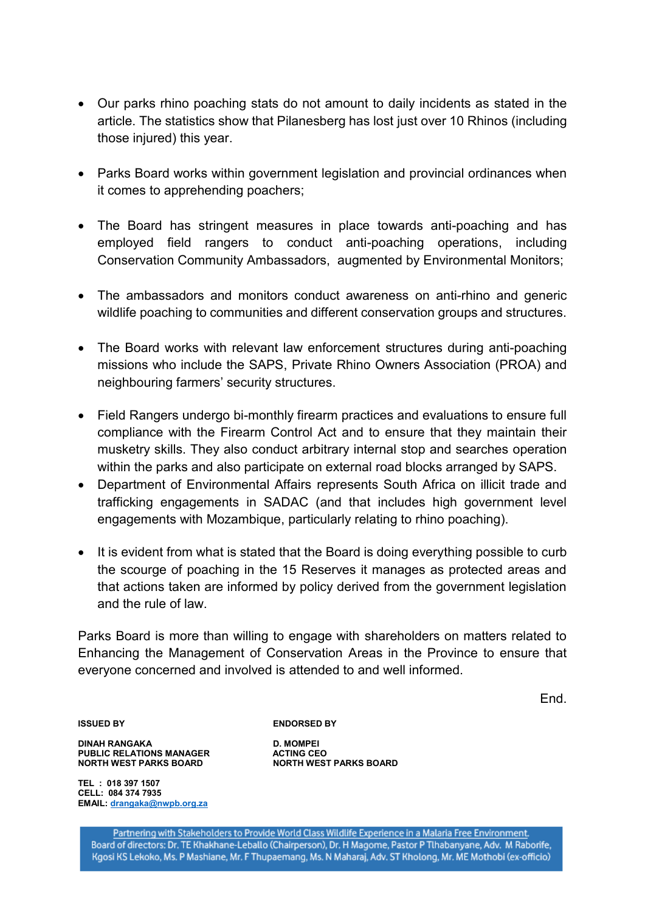- Our parks rhino poaching stats do not amount to daily incidents as stated in the article. The statistics show that Pilanesberg has lost just over 10 Rhinos (including those injured) this year.

- Parks Board works within government legislation and provincial ordinances when it comes to apprehending poachers;

- The Board has stringent measures in place towards anti-poaching and has employed field rangers to conduct anti-poaching operations, including Conservation Community Ambassadors, augmented by Environmental Monitors;

- The ambassadors and monitors conduct awareness on anti-rhino and generic wildlife poaching to communities and different conservation groups and structures.

- The Board works with relevant law enforcement structures during anti-poaching missions who include the SAPS, Private Rhino Owners Association (PROA) and neighbouring farmers' security structures.

- Field Rangers undergo bi-monthly firearm practices and evaluations to ensure full compliance with the Firearm Control Act and to ensure that they maintain their musketry skills. They also conduct arbitrary internal stop and searches operation within the parks and also participate on external road blocks arranged by SAPS.
- Department of Environmental Affairs represents South Africa on illicit trade and trafficking engagements in SADAC (and that includes high government level engagements with Mozambique, particularly relating to rhino poaching).

- It is evident from what is stated that the Board is doing everything possible to curb the scourge of poaching in the 15 Reserves it manages as protected areas and that actions taken are informed by policy derived from the government legislation and the rule of law.

Parks Board is more than willing to engage with shareholders on matters related to Enhancing the Management of Conservation Areas in the Province to ensure that everyone concerned and involved is attended to and well informed.

End.

**ISSUED BY**

**DINAH RANGAKA**
**PUBLIC RELATIONS MANAGER**
**NORTH WEST PARKS BOARD**

**TEL : 018 397 1507**
**CELL: 084 374 7935**
**EMAIL: drangaka@nwpb.org.za**

**ENDORSED BY**

**D. MOMPEI**
**ACTING CEO**
**NORTH WEST PARKS BOARD**

Partnering with Stakeholders to Provide World Class Wildlife Experience in a Malaria Free Environment.
Board of directors: Dr. TE Khakhane-Leballo (Chairperson), Dr. H Magome, Pastor P Tlhabanyane, Adv. M Raborife, Kgosi KS Lekoko, Ms. P Mashiane, Mr. F Thupaemang, Ms. N Maharaj, Adv. ST Kholong, Mr. ME Mothobi (ex-officio)